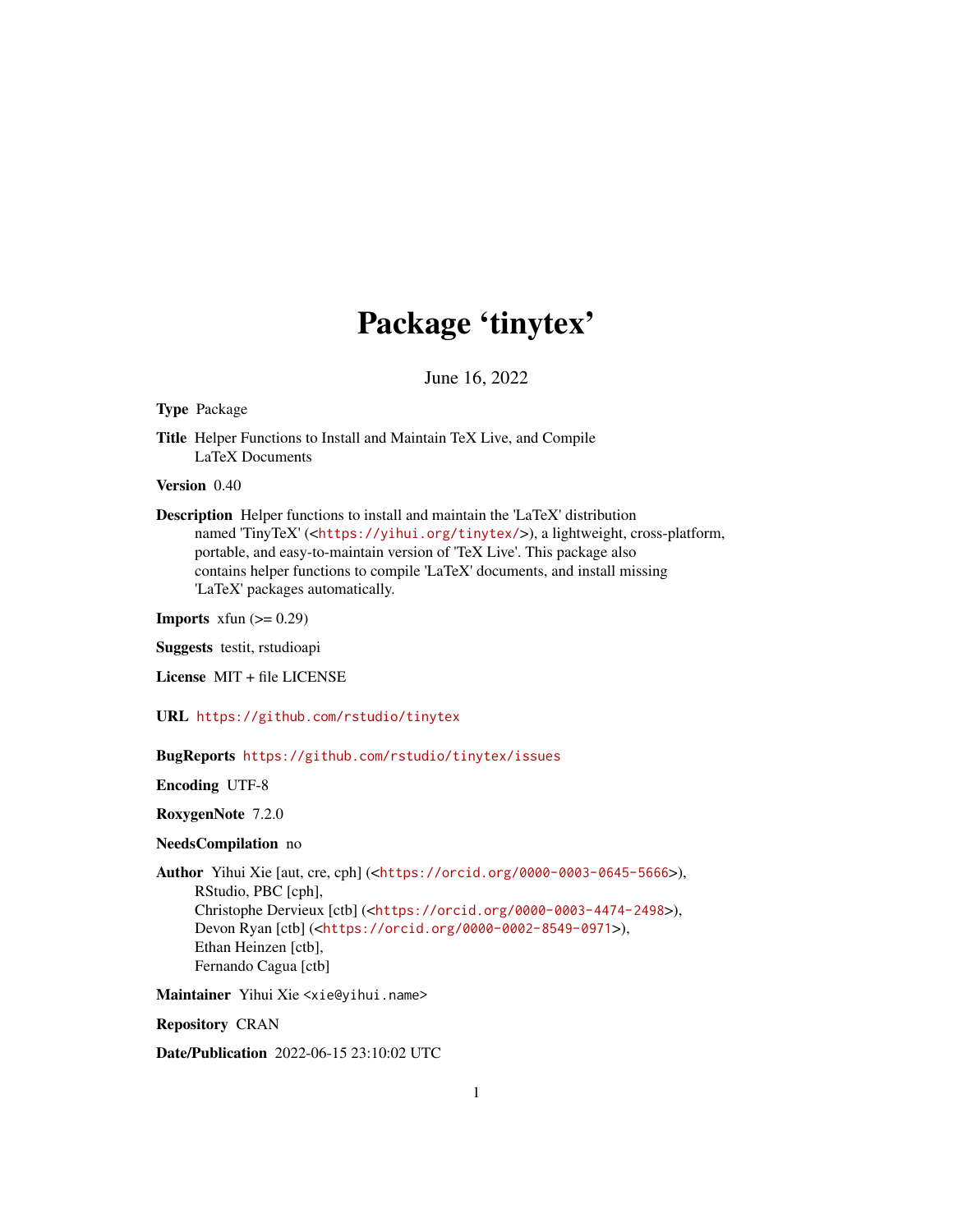# Package 'tinytex'

June 16, 2022

**Type** Package

**Title** Helper Functions to Install and Maintain TeX Live, and Compile LaTeX Documents

**Version** 0.40

**Description** Helper functions to install and maintain the 'LaTeX' distribution named 'TinyTeX' (<https://yihui.org/tinytex/>), a lightweight, cross-platform, portable, and easy-to-maintain version of 'TeX Live'. This package also contains helper functions to compile 'LaTeX' documents, and install missing 'LaTeX' packages automatically.

**Imports** xfun (>= 0.29)

**Suggests** testit, rstudioapi

**License** MIT + file LICENSE

**URL** https://github.com/rstudio/tinytex

**BugReports** https://github.com/rstudio/tinytex/issues

**Encoding** UTF-8

**RoxygenNote** 7.2.0

**NeedsCompilation** no

**Author** Yihui Xie [aut, cre, cph] (<https://orcid.org/0000-0003-0645-5666>),
RStudio, PBC [cph],
Christophe Dervieux [ctb] (<https://orcid.org/0000-0003-4474-2498>),
Devon Ryan [ctb] (<https://orcid.org/0000-0002-8549-0971>),
Ethan Heinzen [ctb],
Fernando Cagua [ctb]

**Maintainer** Yihui Xie <xie@yihui.name>

**Repository** CRAN

**Date/Publication** 2022-06-15 23:10:02 UTC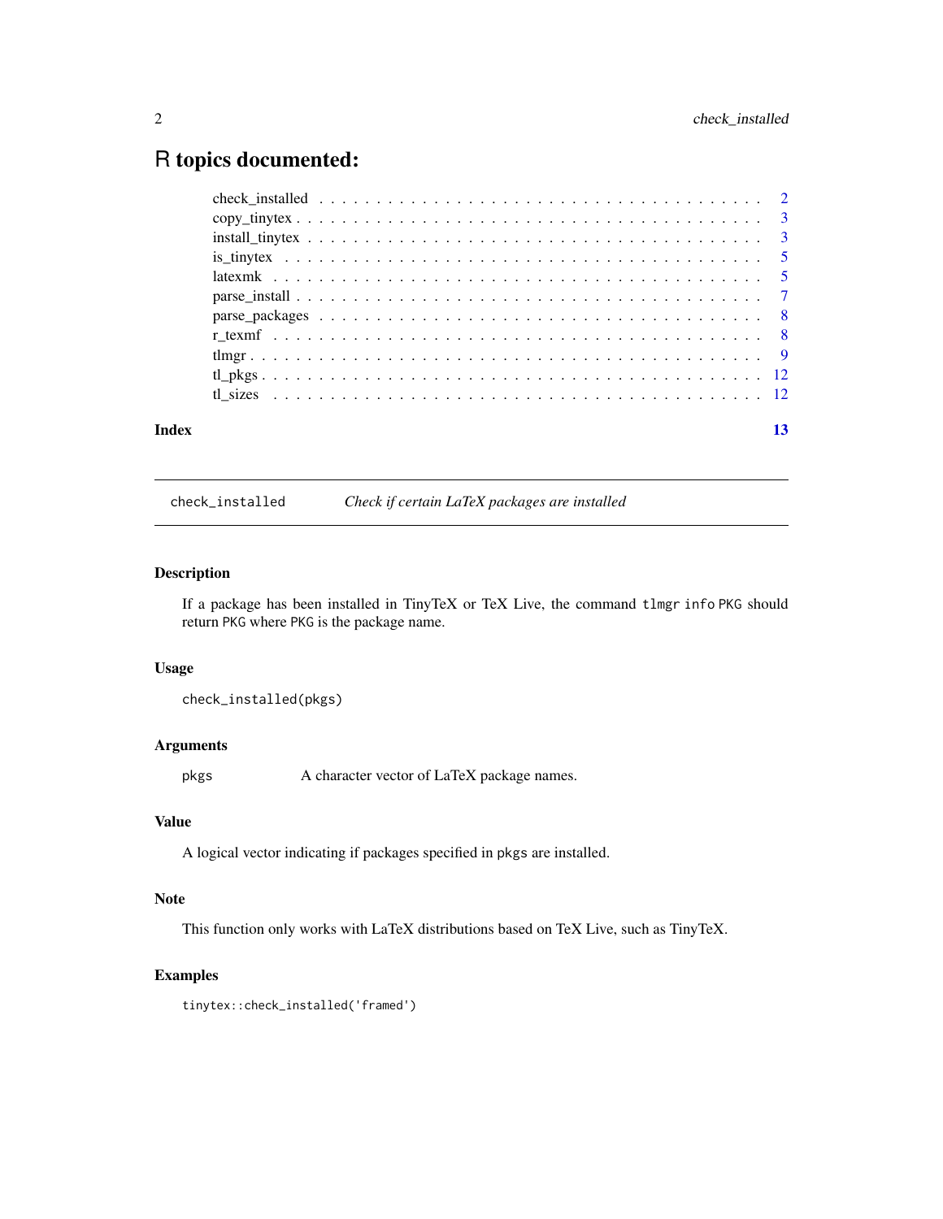# R topics documented:

check_installed . . . . . . . . . . . . . . . . . . . . . . . . . . . . . . . . . . . . . 2
copy_tinytex . . . . . . . . . . . . . . . . . . . . . . . . . . . . . . . . . . . . . . . 3
install_tinytex . . . . . . . . . . . . . . . . . . . . . . . . . . . . . . . . . . . . . . 3
is_tinytex . . . . . . . . . . . . . . . . . . . . . . . . . . . . . . . . . . . . . . . . . 5
latexmk . . . . . . . . . . . . . . . . . . . . . . . . . . . . . . . . . . . . . . . . . . 5
parse_install . . . . . . . . . . . . . . . . . . . . . . . . . . . . . . . . . . . . . . . 7
parse_packages . . . . . . . . . . . . . . . . . . . . . . . . . . . . . . . . . . . . . . 8
r_texmf . . . . . . . . . . . . . . . . . . . . . . . . . . . . . . . . . . . . . . . . . . 8
tlmgr . . . . . . . . . . . . . . . . . . . . . . . . . . . . . . . . . . . . . . . . . . . 9
tl_pkgs . . . . . . . . . . . . . . . . . . . . . . . . . . . . . . . . . . . . . . . . . . 12
tl_sizes . . . . . . . . . . . . . . . . . . . . . . . . . . . . . . . . . . . . . . . . . 12

**Index** 13

---

`check_installed` *Check if certain LaTeX packages are installed*

---

### Description

If a package has been installed in TinyTeX or TeX Live, the command `tlmgr info PKG` should return `PKG` where `PKG` is the package name.

### Usage

```
check_installed(pkgs)
```

### Arguments

`pkgs` A character vector of LaTeX package names.

### Value

A logical vector indicating if packages specified in `pkgs` are installed.

### Note

This function only works with LaTeX distributions based on TeX Live, such as TinyTeX.

### Examples

```
tinytex::check_installed('framed')
```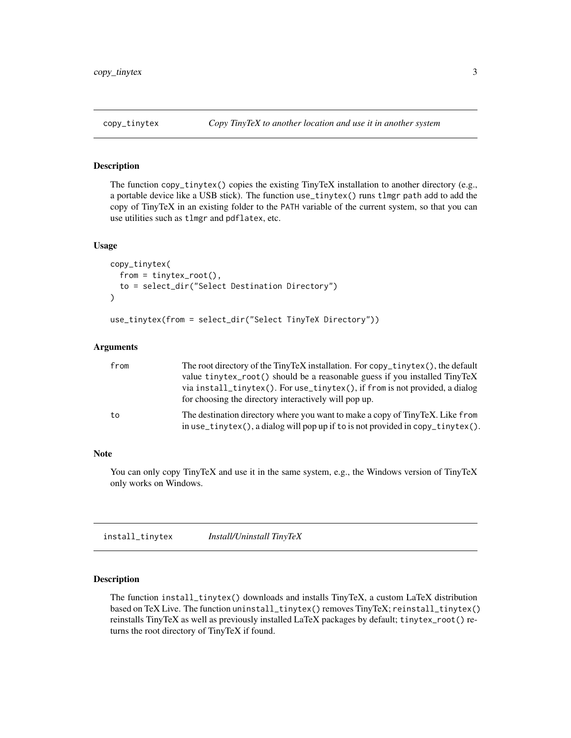## copy_tinytex — *Copy TinyTeX to another location and use it in another system*

### Description

The function `copy_tinytex()` copies the existing TinyTeX installation to another directory (e.g., a portable device like a USB stick). The function `use_tinytex()` runs `tlmgr path add` to add the copy of TinyTeX in an existing folder to the `PATH` variable of the current system, so that you can use utilities such as `tlmgr` and `pdflatex`, etc.

### Usage

```
copy_tinytex(
  from = tinytex_root(),
  to = select_dir("Select Destination Directory")
)

use_tinytex(from = select_dir("Select TinyTeX Directory"))
```

### Arguments

| | |
|---|---|
| `from` | The root directory of the TinyTeX installation. For `copy_tinytex()`, the default value `tinytex_root()` should be a reasonable guess if you installed TinyTeX via `install_tinytex()`. For `use_tinytex()`, if `from` is not provided, a dialog for choosing the directory interactively will pop up. |
| `to` | The destination directory where you want to make a copy of TinyTeX. Like `from` in `use_tinytex()`, a dialog will pop up if `to` is not provided in `copy_tinytex()`. |

### Note

You can only copy TinyTeX and use it in the same system, e.g., the Windows version of TinyTeX only works on Windows.

## install_tinytex — *Install/Uninstall TinyTeX*

### Description

The function `install_tinytex()` downloads and installs TinyTeX, a custom LaTeX distribution based on TeX Live. The function `uninstall_tinytex()` removes TinyTeX; `reinstall_tinytex()` reinstalls TinyTeX as well as previously installed LaTeX packages by default; `tinytex_root()` returns the root directory of TinyTeX if found.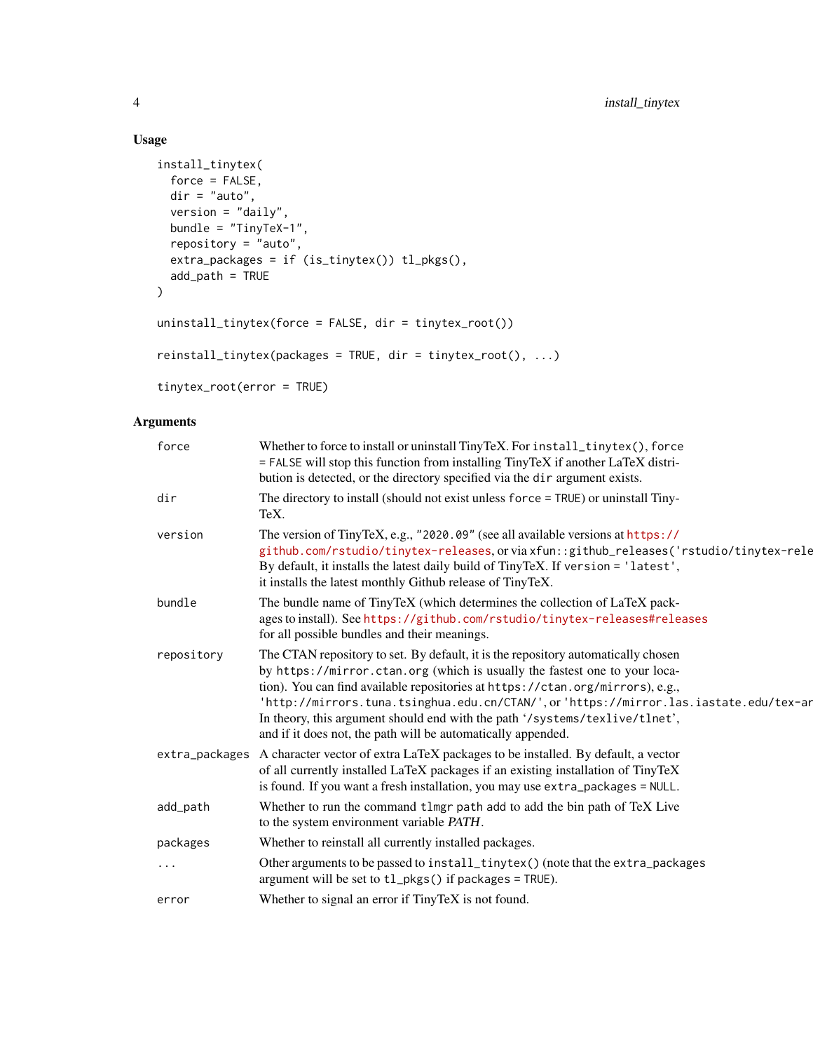### Usage

```
install_tinytex(
  force = FALSE,
  dir = "auto",
  version = "daily",
  bundle = "TinyTeX-1",
  repository = "auto",
  extra_packages = if (is_tinytex()) tl_pkgs(),
  add_path = TRUE
)

uninstall_tinytex(force = FALSE, dir = tinytex_root())

reinstall_tinytex(packages = TRUE, dir = tinytex_root(), ...)

tinytex_root(error = TRUE)
```

### Arguments

| | |
|---|---|
| force | Whether to force to install or uninstall TinyTeX. For `install_tinytex()`, `force = FALSE` will stop this function from installing TinyTeX if another LaTeX distribution is detected, or the directory specified via the `dir` argument exists. |
| dir | The directory to install (should not exist unless `force = TRUE`) or uninstall TinyTeX. |
| version | The version of TinyTeX, e.g., `"2020.09"` (see all available versions at https://github.com/rstudio/tinytex-releases, or via `xfun::github_releases('rstudio/tinytex-rele` By default, it installs the latest daily build of TinyTeX. If `version = 'latest'`, it installs the latest monthly Github release of TinyTeX. |
| bundle | The bundle name of TinyTeX (which determines the collection of LaTeX packages to install). See https://github.com/rstudio/tinytex-releases#releases for all possible bundles and their meanings. |
| repository | The CTAN repository to set. By default, it is the repository automatically chosen by `https://mirror.ctan.org` (which is usually the fastest one to your location). You can find available repositories at `https://ctan.org/mirrors`), e.g., `'http://mirrors.tuna.tsinghua.edu.cn/CTAN/'`, or `'https://mirror.las.iastate.edu/tex-ar` In theory, this argument should end with the path '/systems/texlive/tlnet', and if it does not, the path will be automatically appended. |
| extra_packages | A character vector of extra LaTeX packages to be installed. By default, a vector of all currently installed LaTeX packages if an existing installation of TinyTeX is found. If you want a fresh installation, you may use `extra_packages = NULL`. |
| add_path | Whether to run the command `tlmgr path add` to add the bin path of TeX Live to the system environment variable *PATH*. |
| packages | Whether to reinstall all currently installed packages. |
| ... | Other arguments to be passed to `install_tinytex()` (note that the `extra_packages` argument will be set to `tl_pkgs()` if `packages = TRUE`). |
| error | Whether to signal an error if TinyTeX is not found. |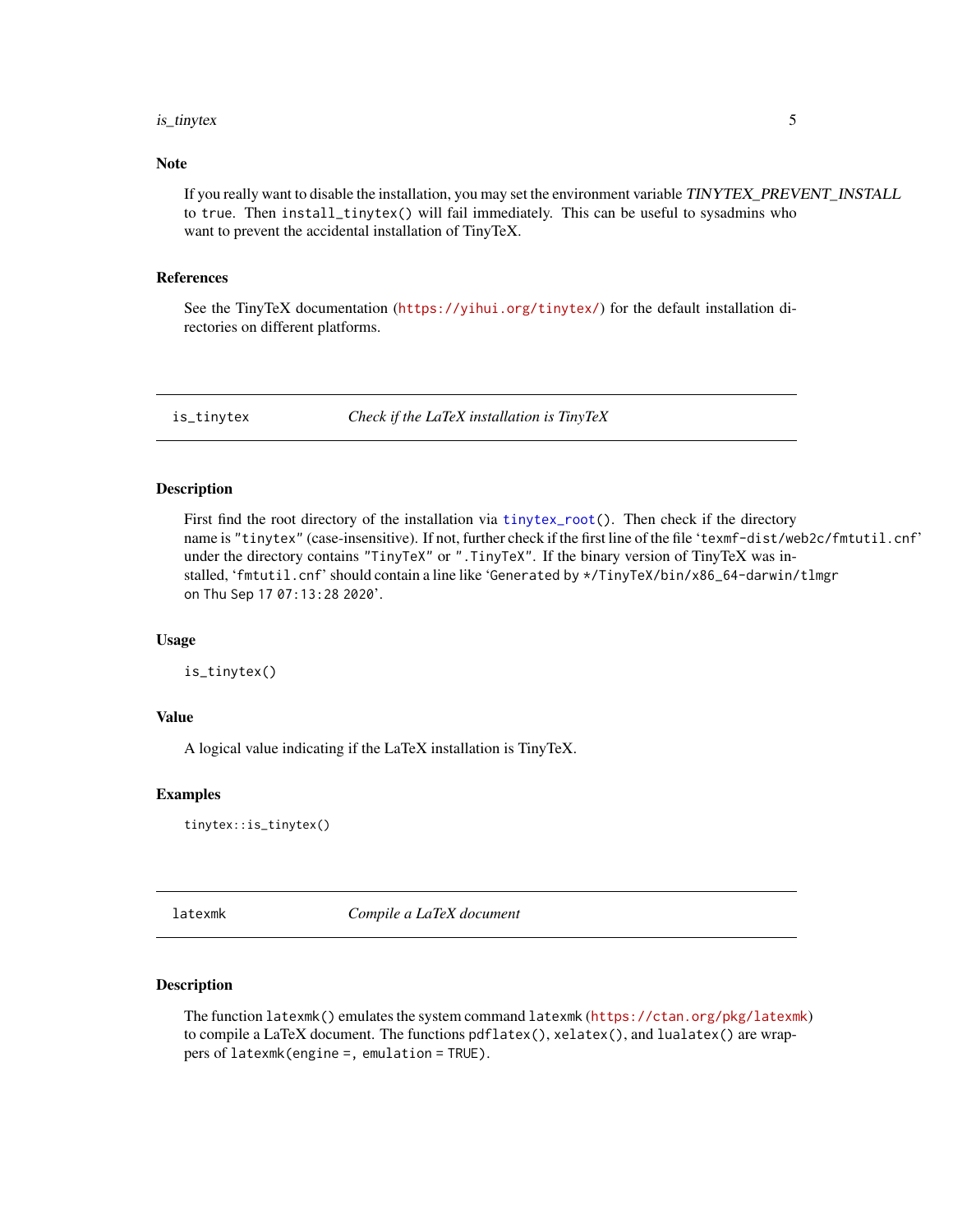### Note

If you really want to disable the installation, you may set the environment variable *TINYTEX_PREVENT_INSTALL* to `true`. Then `install_tinytex()` will fail immediately. This can be useful to sysadmins who want to prevent the accidental installation of TinyTeX.

### References

See the TinyTeX documentation (https://yihui.org/tinytex/) for the default installation directories on different platforms.

---

## is_tinytex — *Check if the LaTeX installation is TinyTeX*

### Description

First find the root directory of the installation via `tinytex_root()`. Then check if the directory name is `"tinytex"` (case-insensitive). If not, further check if the first line of the file '`texmf-dist/web2c/fmtutil.cnf`' under the directory contains `"TinyTeX"` or `".TinyTeX"`. If the binary version of TinyTeX was installed, '`fmtutil.cnf`' should contain a line like '`Generated by */TinyTeX/bin/x86_64-darwin/tlmgr on Thu Sep 17 07:13:28 2020`'.

### Usage

```
is_tinytex()
```

### Value

A logical value indicating if the LaTeX installation is TinyTeX.

### Examples

```
tinytex::is_tinytex()
```

---

## latexmk — *Compile a LaTeX document*

### Description

The function `latexmk()` emulates the system command `latexmk` (https://ctan.org/pkg/latexmk) to compile a LaTeX document. The functions `pdflatex()`, `xelatex()`, and `lualatex()` are wrappers of `latexmk(engine =, emulation = TRUE)`.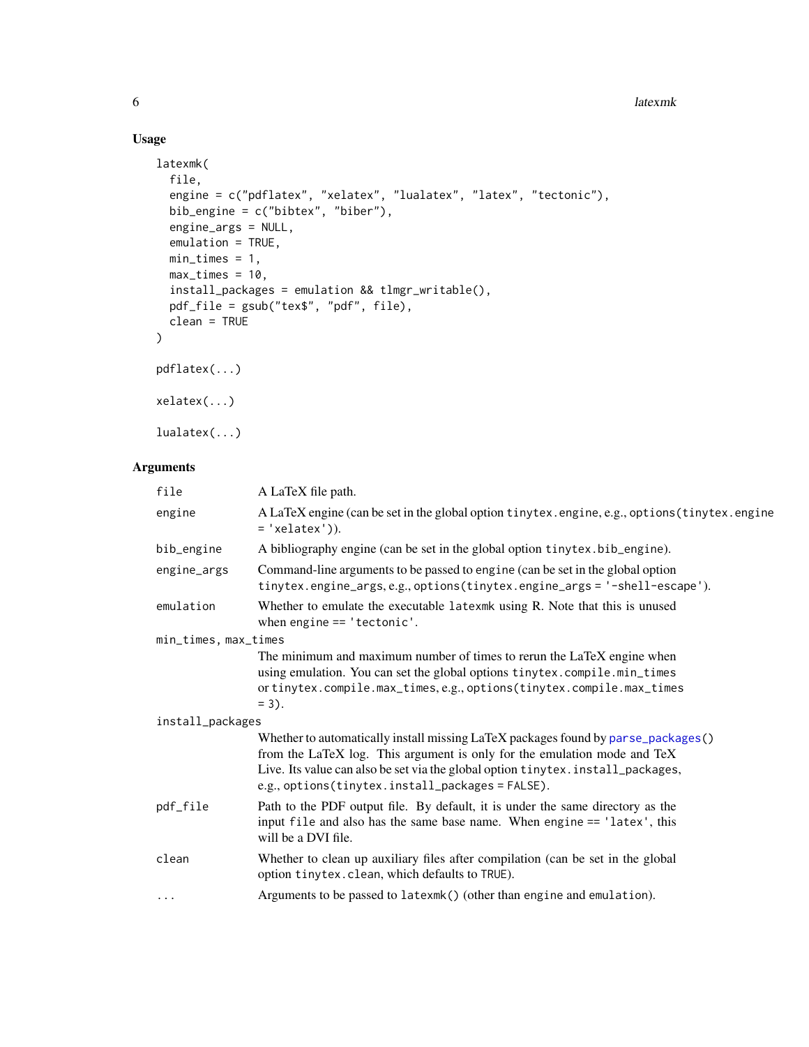## Usage

```
latexmk(
  file,
  engine = c("pdflatex", "xelatex", "lualatex", "latex", "tectonic"),
  bib_engine = c("bibtex", "biber"),
  engine_args = NULL,
  emulation = TRUE,
  min_times = 1,
  max_times = 10,
  install_packages = emulation && tlmgr_writable(),
  pdf_file = gsub("tex$", "pdf", file),
  clean = TRUE
)

pdflatex(...)

xelatex(...)

lualatex(...)
```

## Arguments

| | |
|---|---|
| `file` | A LaTeX file path. |
| `engine` | A LaTeX engine (can be set in the global option `tinytex.engine`, e.g., `options(tinytex.engine = 'xelatex')`). |
| `bib_engine` | A bibliography engine (can be set in the global option `tinytex.bib_engine`). |
| `engine_args` | Command-line arguments to be passed to `engine` (can be set in the global option `tinytex.engine_args`, e.g., `options(tinytex.engine_args = '-shell-escape')`). |
| `emulation` | Whether to emulate the executable `latexmk` using R. Note that this is unused when `engine == 'tectonic'`. |
| `min_times, max_times` | The minimum and maximum number of times to rerun the LaTeX engine when using emulation. You can set the global options `tinytex.compile.min_times` or `tinytex.compile.max_times`, e.g., `options(tinytex.compile.max_times = 3)`. |
| `install_packages` | Whether to automatically install missing LaTeX packages found by `parse_packages()` from the LaTeX log. This argument is only for the emulation mode and TeX Live. Its value can also be set via the global option `tinytex.install_packages`, e.g., `options(tinytex.install_packages = FALSE)`. |
| `pdf_file` | Path to the PDF output file. By default, it is under the same directory as the input `file` and also has the same base name. When `engine == 'latex'`, this will be a DVI file. |
| `clean` | Whether to clean up auxiliary files after compilation (can be set in the global option `tinytex.clean`, which defaults to `TRUE`). |
| `...` | Arguments to be passed to `latexmk()` (other than `engine` and `emulation`). |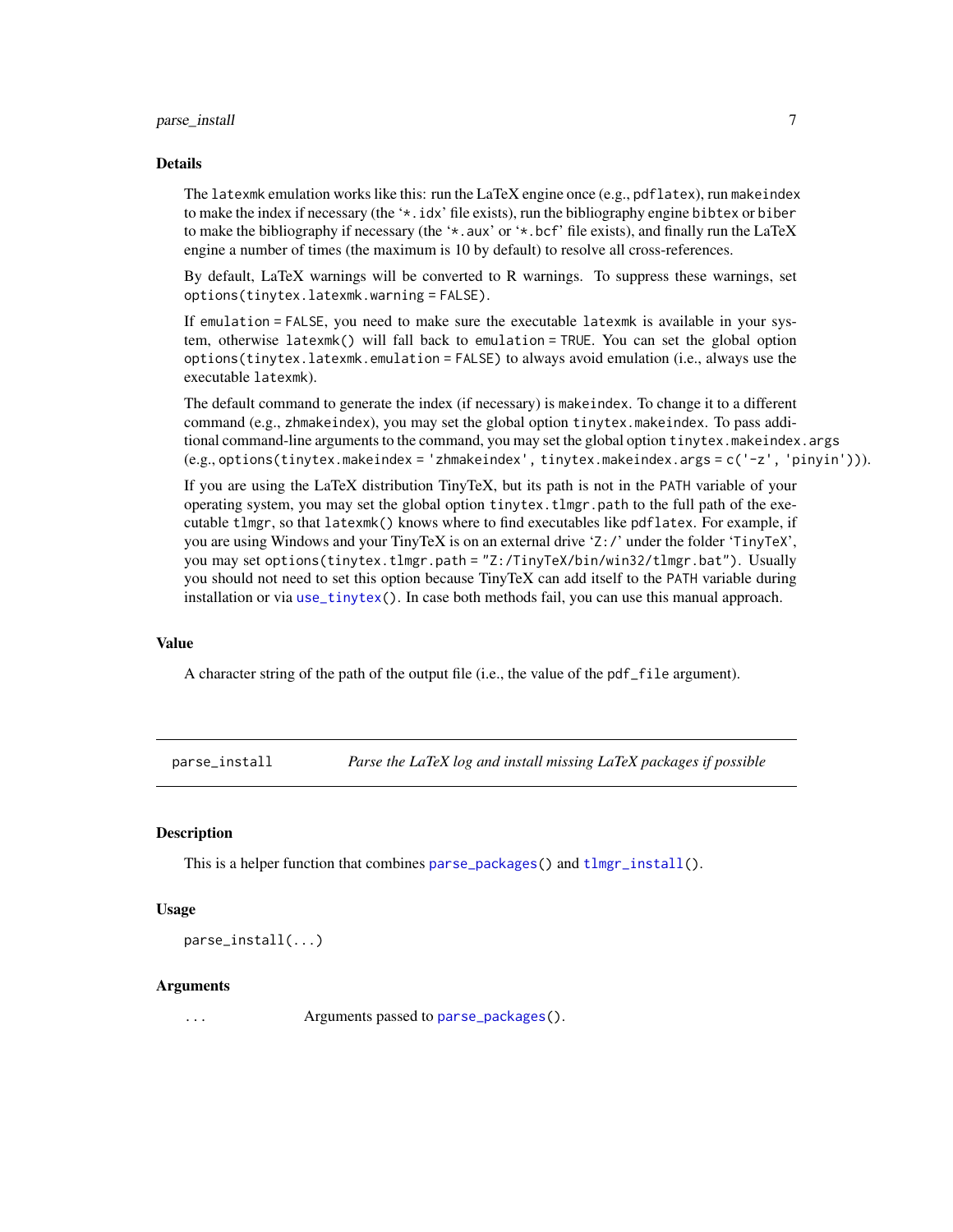## Details

The `latexmk` emulation works like this: run the LaTeX engine once (e.g., `pdflatex`), run `makeindex` to make the index if necessary (the '*.idx' file exists), run the bibliography engine `bibtex` or `biber` to make the bibliography if necessary (the '*.aux' or '*.bcf' file exists), and finally run the LaTeX engine a number of times (the maximum is 10 by default) to resolve all cross-references.

By default, LaTeX warnings will be converted to R warnings. To suppress these warnings, set `options(tinytex.latexmk.warning = FALSE)`.

If `emulation = FALSE`, you need to make sure the executable `latexmk` is available in your system, otherwise `latexmk()` will fall back to `emulation = TRUE`. You can set the global option `options(tinytex.latexmk.emulation = FALSE)` to always avoid emulation (i.e., always use the executable `latexmk`).

The default command to generate the index (if necessary) is `makeindex`. To change it to a different command (e.g., `zhmakeindex`), you may set the global option `tinytex.makeindex`. To pass additional command-line arguments to the command, you may set the global option `tinytex.makeindex.args` (e.g., `options(tinytex.makeindex = 'zhmakeindex', tinytex.makeindex.args = c('-z', 'pinyin'))`).

If you are using the LaTeX distribution TinyTeX, but its path is not in the `PATH` variable of your operating system, you may set the global option `tinytex.tlmgr.path` to the full path of the executable `tlmgr`, so that `latexmk()` knows where to find executables like `pdflatex`. For example, if you are using Windows and your TinyTeX is on an external drive 'Z:/' under the folder 'TinyTeX', you may set `options(tinytex.tlmgr.path = "Z:/TinyTeX/bin/win32/tlmgr.bat")`. Usually you should not need to set this option because TinyTeX can add itself to the `PATH` variable during installation or via `use_tinytex()`. In case both methods fail, you can use this manual approach.

## Value

A character string of the path of the output file (i.e., the value of the `pdf_file` argument).

---

# parse_install — *Parse the LaTeX log and install missing LaTeX packages if possible*

## Description

This is a helper function that combines `parse_packages()` and `tlmgr_install()`.

## Usage

```
parse_install(...)
```

## Arguments

| | |
|---|---|
| ... | Arguments passed to `parse_packages()`. |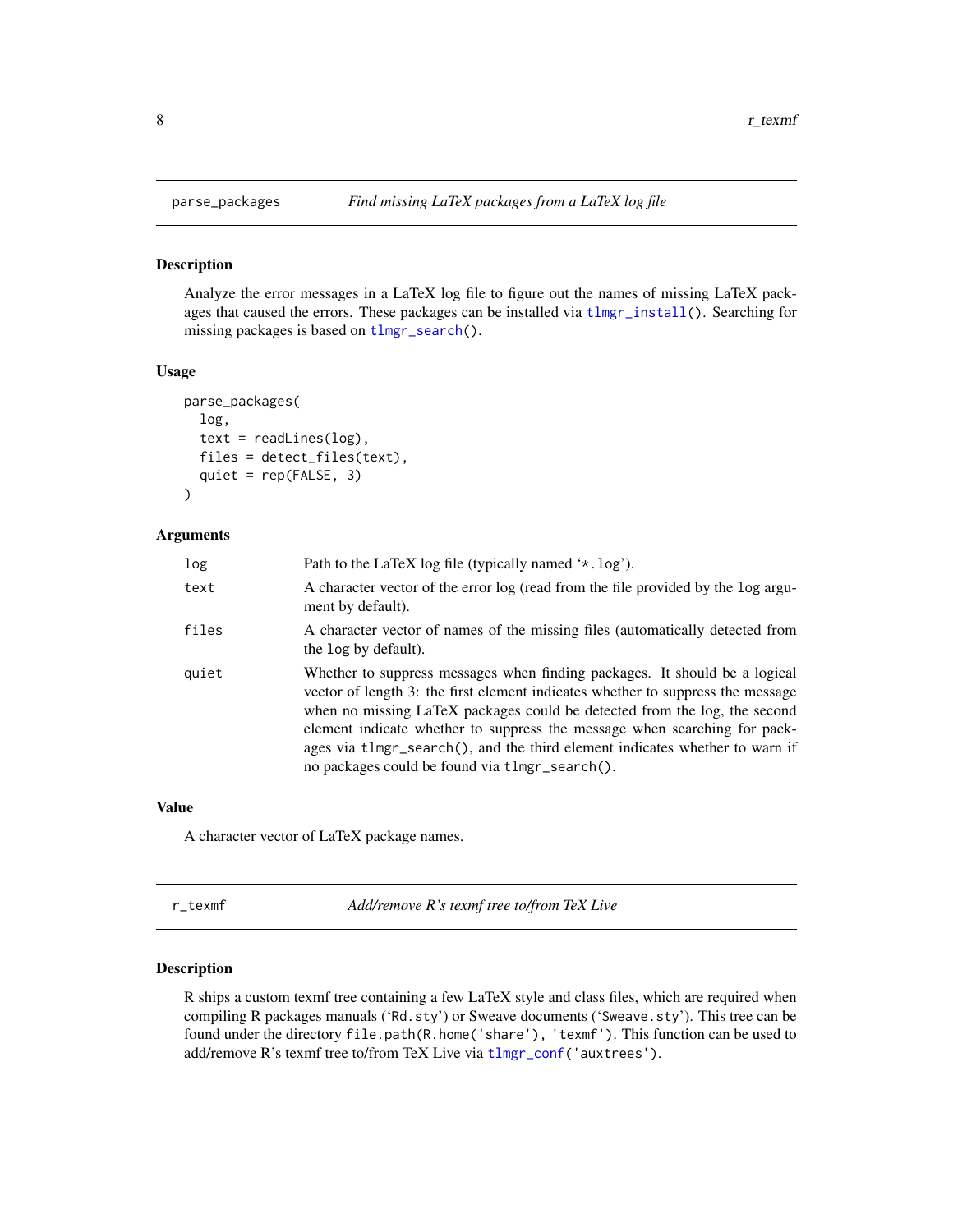## parse_packages — *Find missing LaTeX packages from a LaTeX log file*

### Description

Analyze the error messages in a LaTeX log file to figure out the names of missing LaTeX packages that caused the errors. These packages can be installed via `tlmgr_install()`. Searching for missing packages is based on `tlmgr_search()`.

### Usage

```
parse_packages(
  log,
  text = readLines(log),
  files = detect_files(text),
  quiet = rep(FALSE, 3)
)
```

### Arguments

| | |
|---|---|
| `log` | Path to the LaTeX log file (typically named '`*.log`'). |
| `text` | A character vector of the error log (read from the file provided by the `log` argument by default). |
| `files` | A character vector of names of the missing files (automatically detected from the `log` by default). |
| `quiet` | Whether to suppress messages when finding packages. It should be a logical vector of length 3: the first element indicates whether to suppress the message when no missing LaTeX packages could be detected from the log, the second element indicate whether to suppress the message when searching for packages via `tlmgr_search()`, and the third element indicates whether to warn if no packages could be found via `tlmgr_search()`. |

### Value

A character vector of LaTeX package names.

## r_texmf — *Add/remove R's texmf tree to/from TeX Live*

### Description

R ships a custom texmf tree containing a few LaTeX style and class files, which are required when compiling R packages manuals ('`Rd.sty`') or Sweave documents ('`Sweave.sty`'). This tree can be found under the directory `file.path(R.home('share'), 'texmf')`. This function can be used to add/remove R's texmf tree to/from TeX Live via `tlmgr_conf('auxtrees')`.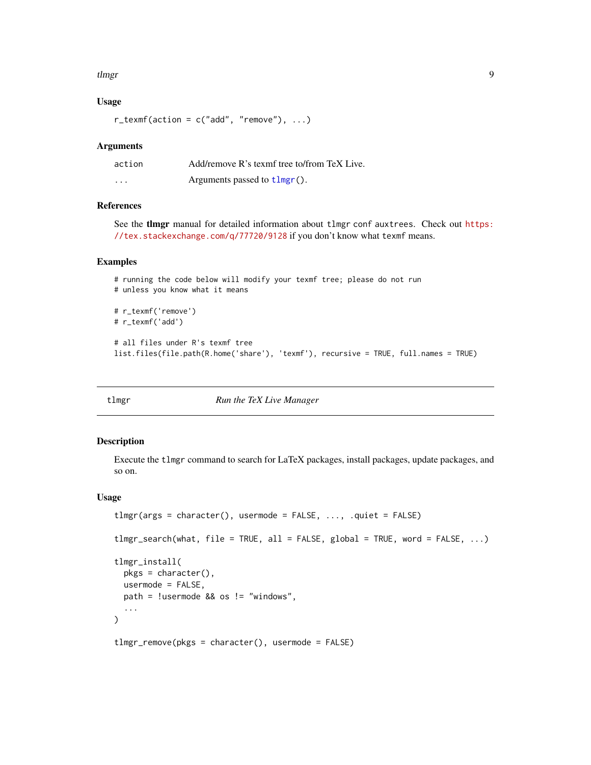### Usage

```
r_texmf(action = c("add", "remove"), ...)
```

### Arguments

| | |
|---|---|
| action | Add/remove R's texmf tree to/from TeX Live. |
| ... | Arguments passed to tlmgr(). |

### References

See the **tlmgr** manual for detailed information about `tlmgr conf auxtrees`. Check out https://tex.stackexchange.com/q/77720/9128 if you don't know what `texmf` means.

### Examples

```
# running the code below will modify your texmf tree; please do not run
# unless you know what it means

# r_texmf('remove')
# r_texmf('add')

# all files under R's texmf tree
list.files(file.path(R.home('share'), 'texmf'), recursive = TRUE, full.names = TRUE)
```

---

## tlmgr — *Run the TeX Live Manager*

---

### Description

Execute the `tlmgr` command to search for LaTeX packages, install packages, update packages, and so on.

### Usage

```
tlmgr(args = character(), usermode = FALSE, ..., .quiet = FALSE)

tlmgr_search(what, file = TRUE, all = FALSE, global = TRUE, word = FALSE, ...)

tlmgr_install(
  pkgs = character(),
  usermode = FALSE,
  path = !usermode && os != "windows",
  ...
)

tlmgr_remove(pkgs = character(), usermode = FALSE)
```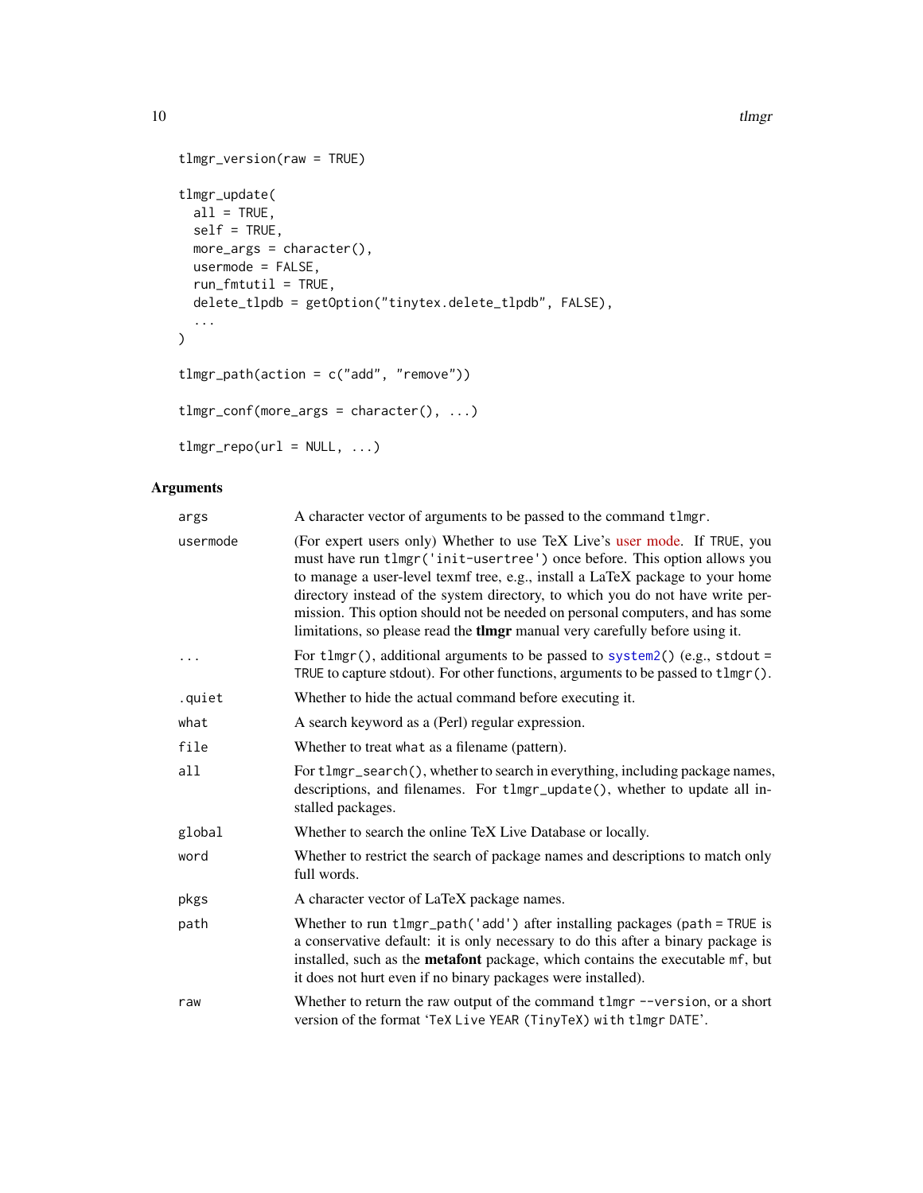```
tlmgr_version(raw = TRUE)

tlmgr_update(
  all = TRUE,
  self = TRUE,
  more_args = character(),
  usermode = FALSE,
  run_fmtutil = TRUE,
  delete_tlpdb = getOption("tinytex.delete_tlpdb", FALSE),
  ...
)

tlmgr_path(action = c("add", "remove"))

tlmgr_conf(more_args = character(), ...)

tlmgr_repo(url = NULL, ...)
```

## Arguments

| | |
|---|---|
| `args` | A character vector of arguments to be passed to the command `tlmgr`. |
| `usermode` | (For expert users only) Whether to use TeX Live's user mode. If `TRUE`, you must have run `tlmgr('init-usertree')` once before. This option allows you to manage a user-level texmf tree, e.g., install a LaTeX package to your home directory instead of the system directory, to which you do not have write permission. This option should not be needed on personal computers, and has some limitations, so please read the **tlmgr** manual very carefully before using it. |
| `...` | For `tlmgr()`, additional arguments to be passed to `system2()` (e.g., `stdout = TRUE` to capture stdout). For other functions, arguments to be passed to `tlmgr()`. |
| `.quiet` | Whether to hide the actual command before executing it. |
| `what` | A search keyword as a (Perl) regular expression. |
| `file` | Whether to treat `what` as a filename (pattern). |
| `all` | For `tlmgr_search()`, whether to search in everything, including package names, descriptions, and filenames. For `tlmgr_update()`, whether to update all installed packages. |
| `global` | Whether to search the online TeX Live Database or locally. |
| `word` | Whether to restrict the search of package names and descriptions to match only full words. |
| `pkgs` | A character vector of LaTeX package names. |
| `path` | Whether to run `tlmgr_path('add')` after installing packages (`path = TRUE` is a conservative default: it is only necessary to do this after a binary package is installed, such as the **metafont** package, which contains the executable `mf`, but it does not hurt even if no binary packages were installed). |
| `raw` | Whether to return the raw output of the command `tlmgr --version`, or a short version of the format '`TeX Live YEAR (TinyTeX) with tlmgr DATE`'. |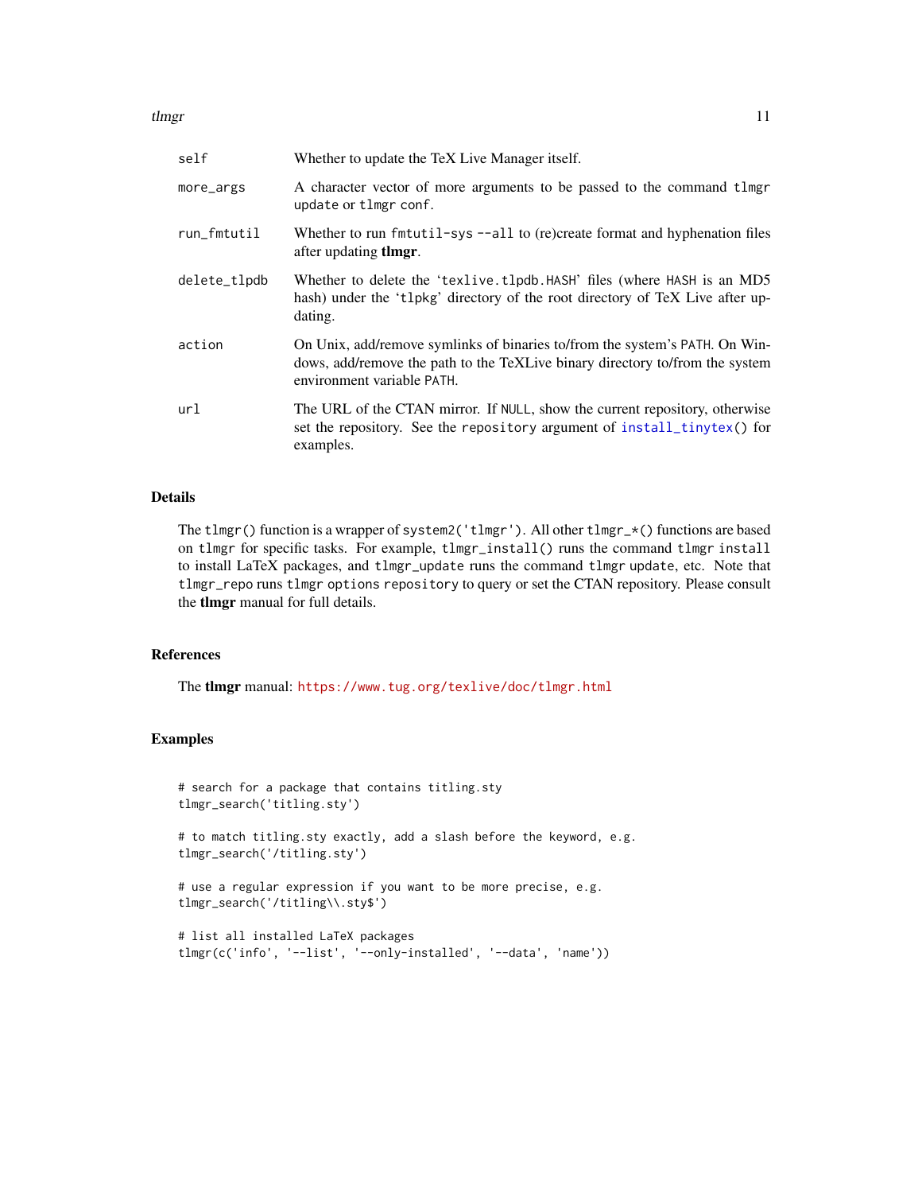| | |
|---|---|
| `self` | Whether to update the TeX Live Manager itself. |
| `more_args` | A character vector of more arguments to be passed to the command `tlmgr update` or `tlmgr conf`. |
| `run_fmtutil` | Whether to run `fmtutil-sys --all` to (re)create format and hyphenation files after updating **tlmgr**. |
| `delete_tlpdb` | Whether to delete the '`texlive.tlpdb.HASH`' files (where `HASH` is an MD5 hash) under the '`tlpkg`' directory of the root directory of TeX Live after updating. |
| `action` | On Unix, add/remove symlinks of binaries to/from the system's `PATH`. On Windows, add/remove the path to the TeXLive binary directory to/from the system environment variable `PATH`. |
| `url` | The URL of the CTAN mirror. If `NULL`, show the current repository, otherwise set the repository. See the `repository` argument of `install_tinytex()` for examples. |

## Details

The `tlmgr()` function is a wrapper of `system2('tlmgr')`. All other `tlmgr_*()` functions are based on `tlmgr` for specific tasks. For example, `tlmgr_install()` runs the command `tlmgr install` to install LaTeX packages, and `tlmgr_update` runs the command `tlmgr update`, etc. Note that `tlmgr_repo` runs `tlmgr options repository` to query or set the CTAN repository. Please consult the **tlmgr** manual for full details.

## References

The **tlmgr** manual: https://www.tug.org/texlive/doc/tlmgr.html

## Examples

```
# search for a package that contains titling.sty
tlmgr_search('titling.sty')

# to match titling.sty exactly, add a slash before the keyword, e.g.
tlmgr_search('/titling.sty')

# use a regular expression if you want to be more precise, e.g.
tlmgr_search('/titling\\.sty$')

# list all installed LaTeX packages
tlmgr(c('info', '--list', '--only-installed', '--data', 'name'))
```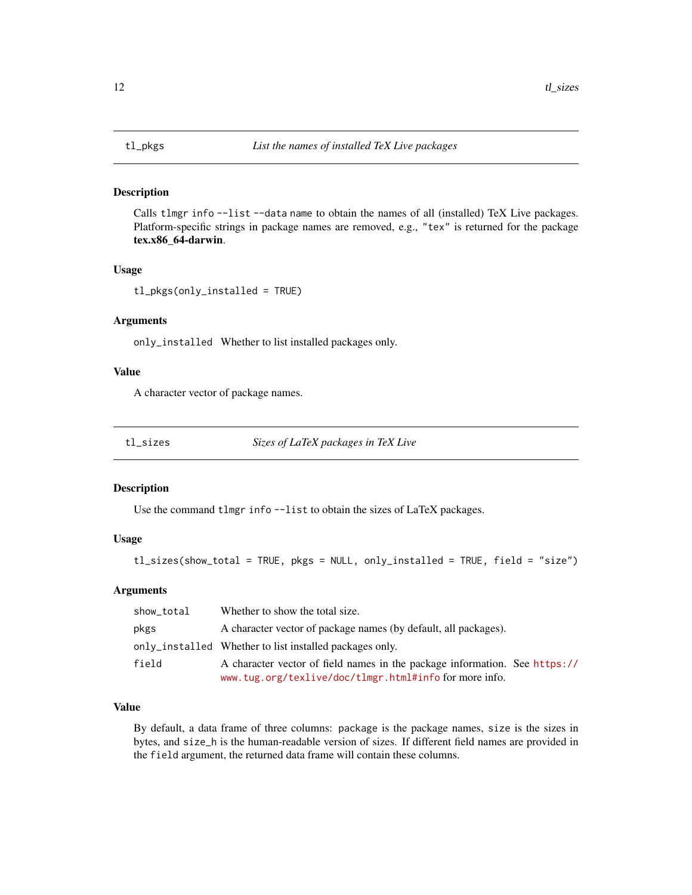## tl_pkgs *List the names of installed TeX Live packages*

### Description

Calls `tlmgr info --list --data name` to obtain the names of all (installed) TeX Live packages. Platform-specific strings in package names are removed, e.g., `"tex"` is returned for the package **tex.x86_64-darwin**.

### Usage

```
tl_pkgs(only_installed = TRUE)
```

### Arguments

| | |
|---|---|
| `only_installed` | Whether to list installed packages only. |

### Value

A character vector of package names.

## tl_sizes *Sizes of LaTeX packages in TeX Live*

### Description

Use the command `tlmgr info --list` to obtain the sizes of LaTeX packages.

### Usage

```
tl_sizes(show_total = TRUE, pkgs = NULL, only_installed = TRUE, field = "size")
```

### Arguments

| | |
|---|---|
| `show_total` | Whether to show the total size. |
| `pkgs` | A character vector of package names (by default, all packages). |
| `only_installed` | Whether to list installed packages only. |
| `field` | A character vector of field names in the package information. See https://www.tug.org/texlive/doc/tlmgr.html#info for more info. |

### Value

By default, a data frame of three columns: `package` is the package names, `size` is the sizes in bytes, and `size_h` is the human-readable version of sizes. If different field names are provided in the `field` argument, the returned data frame will contain these columns.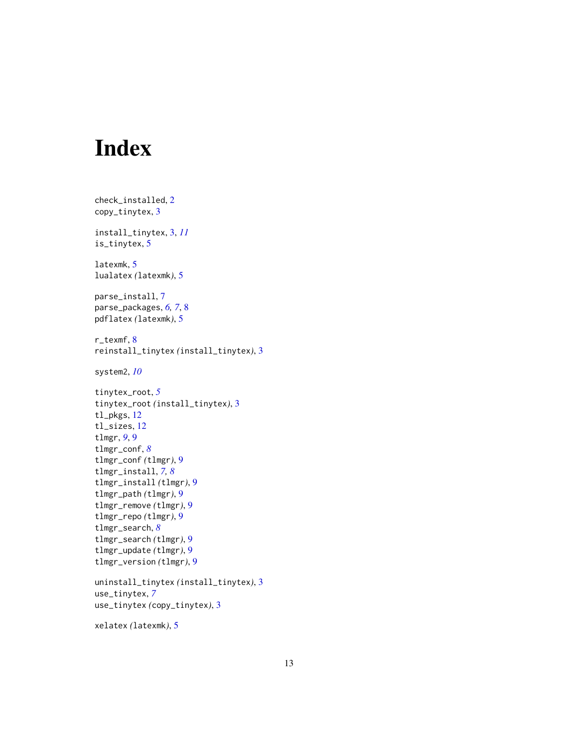# Index

check_installed, 2
copy_tinytex, 3

install_tinytex, 3, *11*
is_tinytex, 5

latexmk, 5
lualatex *(*latexmk*)*, 5

parse_install, 7
parse_packages, *6, 7*, 8
pdflatex *(*latexmk*)*, 5

r_texmf, 8
reinstall_tinytex *(*install_tinytex*)*, 3

system2, *10*

tinytex_root, *5*
tinytex_root *(*install_tinytex*)*, 3
tl_pkgs, 12
tl_sizes, 12
tlmgr, *9*, 9
tlmgr_conf, *8*
tlmgr_conf *(*tlmgr*)*, 9
tlmgr_install, *7, 8*
tlmgr_install *(*tlmgr*)*, 9
tlmgr_path *(*tlmgr*)*, 9
tlmgr_remove *(*tlmgr*)*, 9
tlmgr_repo *(*tlmgr*)*, 9
tlmgr_search, *8*
tlmgr_search *(*tlmgr*)*, 9
tlmgr_update *(*tlmgr*)*, 9
tlmgr_version *(*tlmgr*)*, 9

uninstall_tinytex *(*install_tinytex*)*, 3
use_tinytex, *7*
use_tinytex *(*copy_tinytex*)*, 3

xelatex *(*latexmk*)*, 5